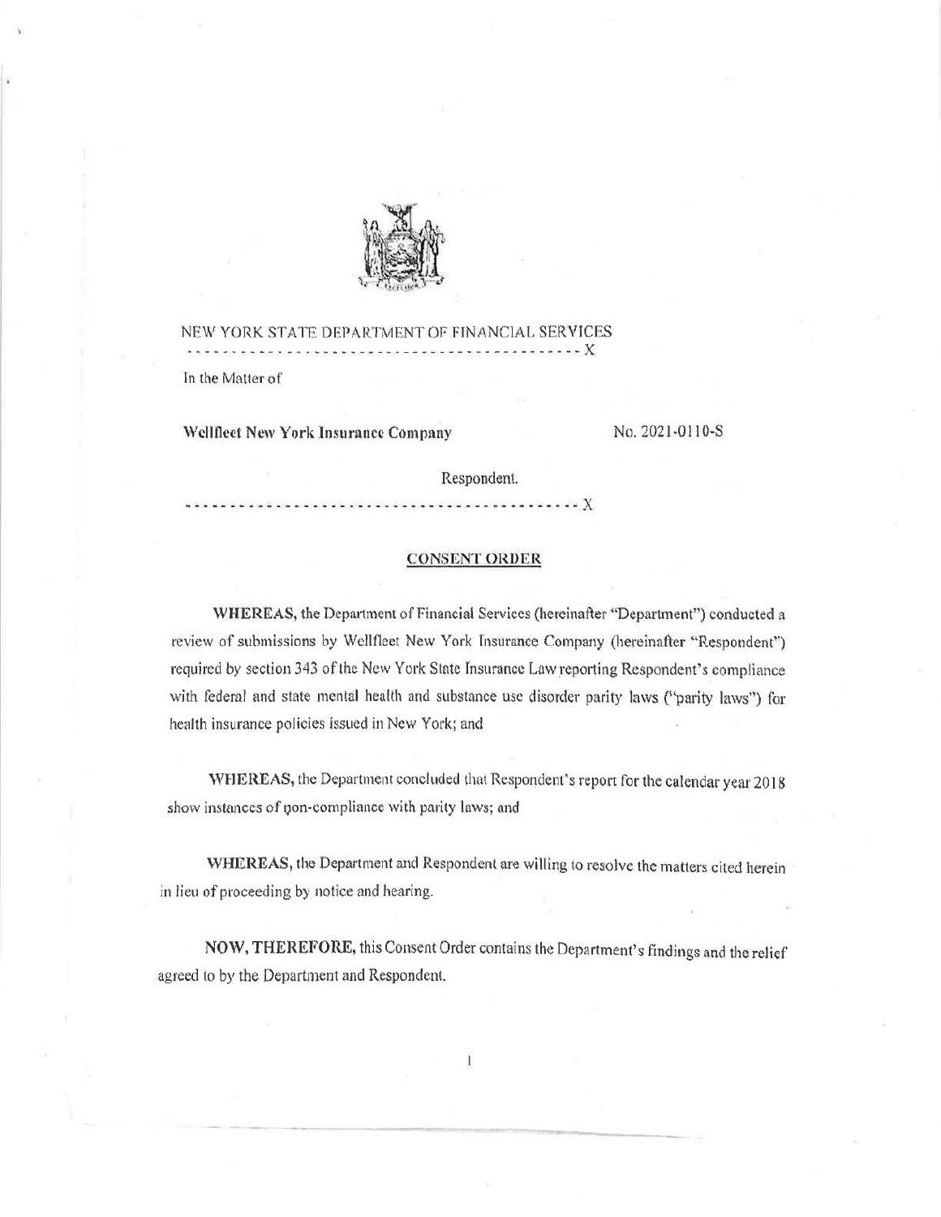NEW YORK STATE DEPARTMENT OF FINANCIAL SERVICES

------------------------------------------------------------ X

In the Matter of

**Wellfleet New York Insurance Company** No. 2021-0110-S

Respondent.

------------------------------------------------------------ X

## CONSENT ORDER

**WHEREAS,** the Department of Financial Services (hereinafter "Department") conducted a review of submissions by Wellfleet New York Insurance Company (hereinafter "Respondent") required by section 343 of the New York State Insurance Law reporting Respondent's compliance with federal and state mental health and substance use disorder parity laws ("parity laws") for health insurance policies issued in New York; and

**WHEREAS,** the Department concluded that Respondent's report for the calendar year 2018 show instances of non-compliance with parity laws; and

**WHEREAS,** the Department and Respondent are willing to resolve the matters cited herein in lieu of proceeding by notice and hearing.

**NOW, THEREFORE,** this Consent Order contains the Department's findings and the relief agreed to by the Department and Respondent.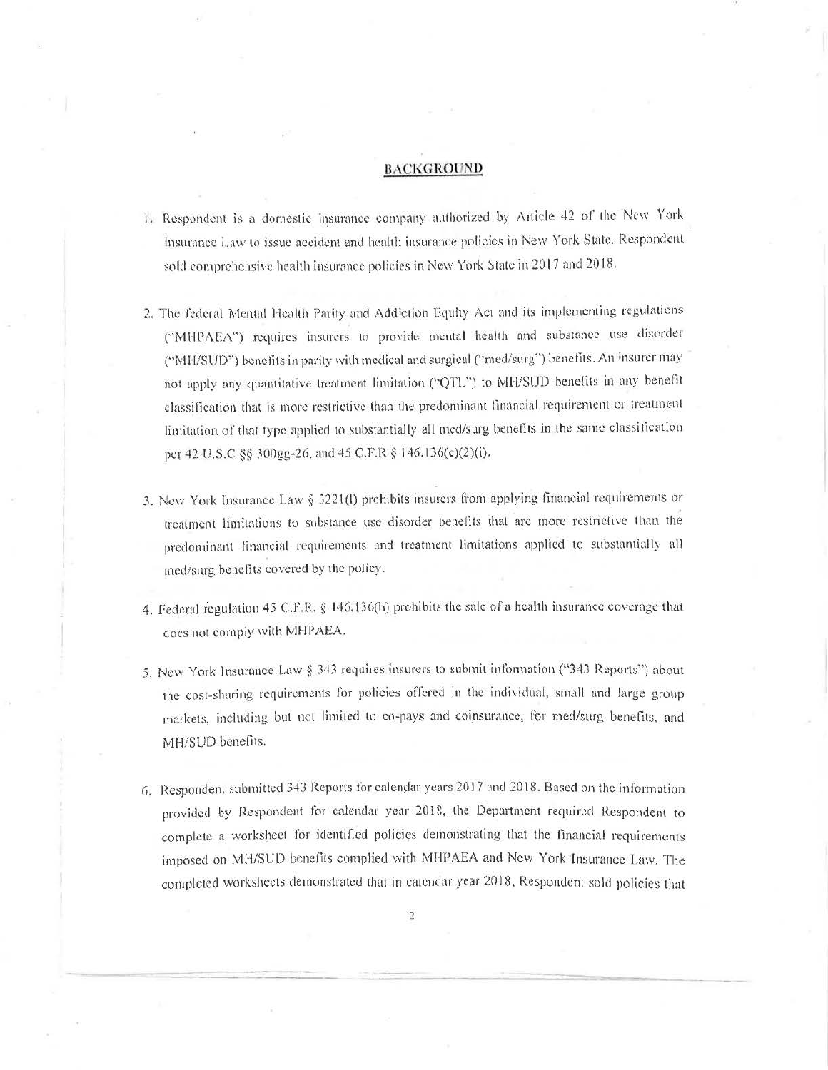## BACKGROUND

1. Respondent is a domestic insurance company authorized by Article 42 of the New York Insurance Law to issue accident and health insurance policies in New York State. Respondent sold comprehensive health insurance policies in New York State in 2017 and 2018.

2. The federal Mental Health Parity and Addiction Equity Act and its implementing regulations ("MHPAEA") requires insurers to provide mental health and substance use disorder ("MH/SUD") benefits in parity with medical and surgical ("med/surg") benefits. An insurer may not apply any quantitative treatment limitation ("QTL") to MH/SUD benefits in any benefit classification that is more restrictive than the predominant financial requirement or treatment limitation of that type applied to substantially all med/surg benefits in the same classification per 42 U.S.C §§ 300gg-26, and 45 C.F.R § 146.136(c)(2)(i).

3. New York Insurance Law § 3221(l) prohibits insurers from applying financial requirements or treatment limitations to substance use disorder benefits that are more restrictive than the predominant financial requirements and treatment limitations applied to substantially all med/surg benefits covered by the policy.

4. Federal regulation 45 C.F.R. § 146.136(h) prohibits the sale of a health insurance coverage that does not comply with MHPAEA.

5. New York Insurance Law § 343 requires insurers to submit information ("343 Reports") about the cost-sharing requirements for policies offered in the individual, small and large group markets, including but not limited to co-pays and coinsurance, for med/surg benefits, and MH/SUD benefits.

6. Respondent submitted 343 Reports for calendar years 2017 and 2018. Based on the information provided by Respondent for calendar year 2018, the Department required Respondent to complete a worksheet for identified policies demonstrating that the financial requirements imposed on MH/SUD benefits complied with MHPAEA and New York Insurance Law. The completed worksheets demonstrated that in calendar year 2018, Respondent sold policies that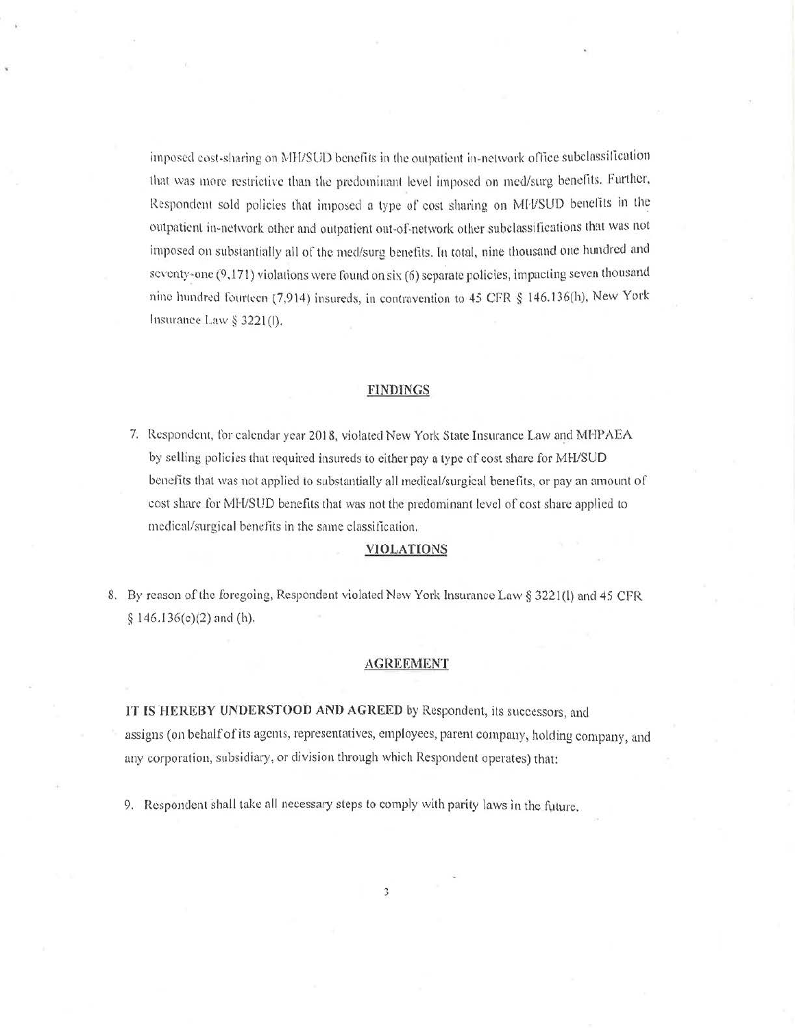imposed cost-sharing on MH/SUD benefits in the outpatient in-network office subclassification that was more restrictive than the predominant level imposed on med/surg benefits. Further, Respondent sold policies that imposed a type of cost sharing on MH/SUD benefits in the outpatient in-network other and outpatient out-of-network other subclassifications that was not imposed on substantially all of the med/surg benefits. In total, nine thousand one hundred and seventy-one (9,171) violations were found on six (6) separate policies, impacting seven thousand nine hundred fourteen (7,914) insureds, in contravention to 45 CFR § 146.136(h), New York Insurance Law § 3221(l).

## FINDINGS

7. Respondent, for calendar year 2018, violated New York State Insurance Law and MHPAEA by selling policies that required insureds to either pay a type of cost share for MH/SUD benefits that was not applied to substantially all medical/surgical benefits, or pay an amount of cost share for MH/SUD benefits that was not the predominant level of cost share applied to medical/surgical benefits in the same classification.

## VIOLATIONS

8. By reason of the foregoing, Respondent violated New York Insurance Law § 3221(l) and 45 CFR § 146.136(c)(2) and (h).

## AGREEMENT

**IT IS HEREBY UNDERSTOOD AND AGREED** by Respondent, its successors, and assigns (on behalf of its agents, representatives, employees, parent company, holding company, and any corporation, subsidiary, or division through which Respondent operates) that:

9. Respondent shall take all necessary steps to comply with parity laws in the future.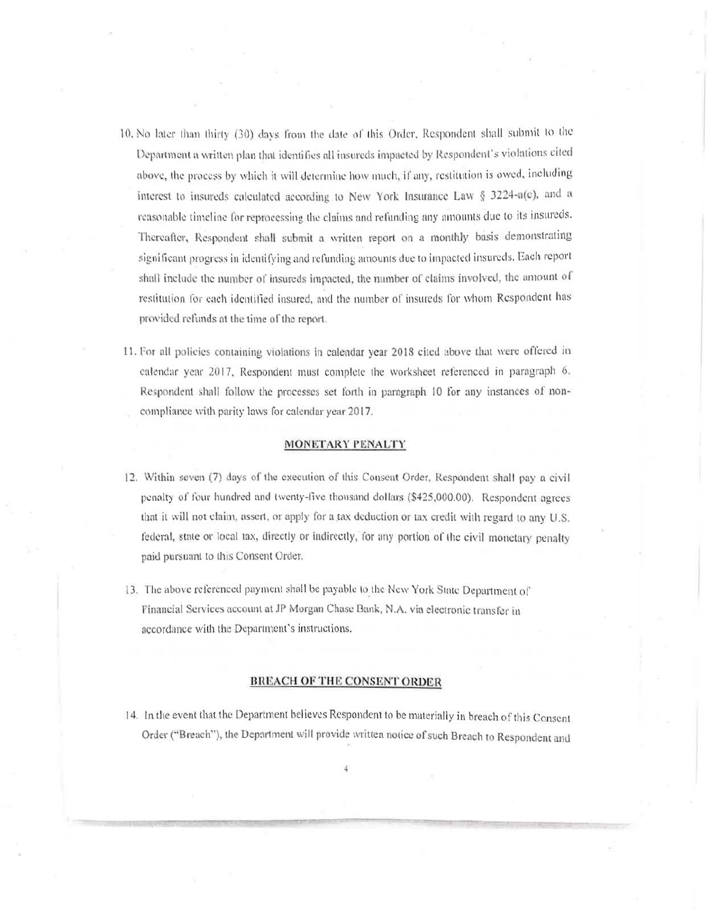10. No later than thirty (30) days from the date of this Order, Respondent shall submit to the Department a written plan that identifies all insureds impacted by Respondent's violations cited above, the process by which it will determine how much, if any, restitution is owed, including interest to insureds calculated according to New York Insurance Law § 3224-a(c), and a reasonable timeline for reprocessing the claims and refunding any amounts due to its insureds. Thereafter, Respondent shall submit a written report on a monthly basis demonstrating significant progress in identifying and refunding amounts due to impacted insureds. Each report shall include the number of insureds impacted, the number of claims involved, the amount of restitution for each identified insured, and the number of insureds for whom Respondent has provided refunds at the time of the report.

11. For all policies containing violations in calendar year 2018 cited above that were offered in calendar year 2017, Respondent must complete the worksheet referenced in paragraph 6. Respondent shall follow the processes set forth in paragraph 10 for any instances of non-compliance with parity laws for calendar year 2017.

## MONETARY PENALTY

12. Within seven (7) days of the execution of this Consent Order, Respondent shall pay a civil penalty of four hundred and twenty-five thousand dollars ($425,000.00). Respondent agrees that it will not claim, assert, or apply for a tax deduction or tax credit with regard to any U.S. federal, state or local tax, directly or indirectly, for any portion of the civil monetary penalty paid pursuant to this Consent Order.

13. The above referenced payment shall be payable to the New York State Department of Financial Services account at JP Morgan Chase Bank, N.A. via electronic transfer in accordance with the Department's instructions.

## BREACH OF THE CONSENT ORDER

14. In the event that the Department believes Respondent to be materially in breach of this Consent Order ("Breach"), the Department will provide written notice of such Breach to Respondent and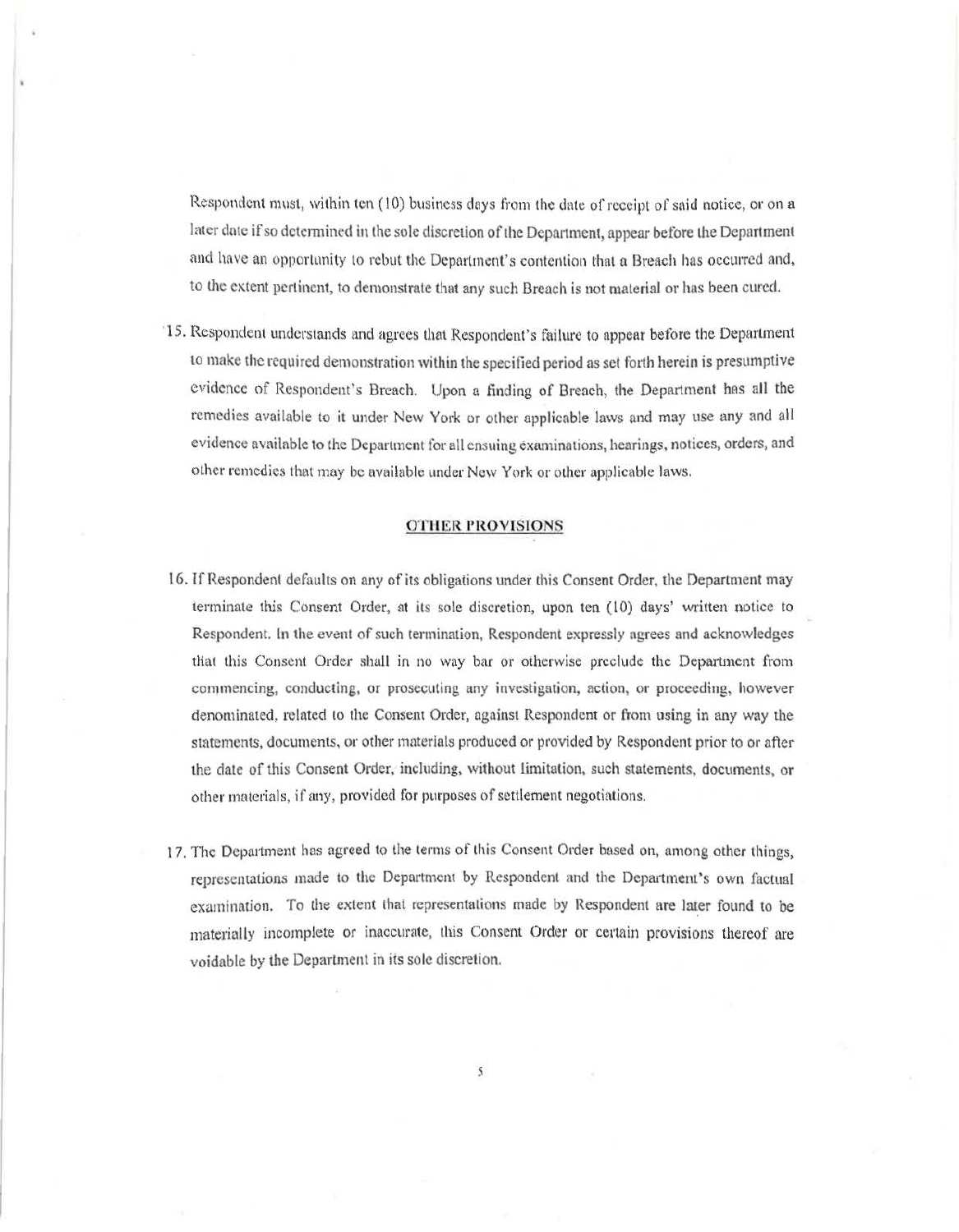Respondent must, within ten (10) business days from the date of receipt of said notice, or on a later date if so determined in the sole discretion of the Department, appear before the Department and have an opportunity to rebut the Department's contention that a Breach has occurred and, to the extent pertinent, to demonstrate that any such Breach is not material or has been cured.

15. Respondent understands and agrees that Respondent's failure to appear before the Department to make the required demonstration within the specified period as set forth herein is presumptive evidence of Respondent's Breach. Upon a finding of Breach, the Department has all the remedies available to it under New York or other applicable laws and may use any and all evidence available to the Department for all ensuing examinations, hearings, notices, orders, and other remedies that may be available under New York or other applicable laws.

## OTHER PROVISIONS

16. If Respondent defaults on any of its obligations under this Consent Order, the Department may terminate this Consent Order, at its sole discretion, upon ten (10) days' written notice to Respondent. In the event of such termination, Respondent expressly agrees and acknowledges that this Consent Order shall in no way bar or otherwise preclude the Department from commencing, conducting, or prosecuting any investigation, action, or proceeding, however denominated, related to the Consent Order, against Respondent or from using in any way the statements, documents, or other materials produced or provided by Respondent prior to or after the date of this Consent Order, including, without limitation, such statements, documents, or other materials, if any, provided for purposes of settlement negotiations.

17. The Department has agreed to the terms of this Consent Order based on, among other things, representations made to the Department by Respondent and the Department's own factual examination. To the extent that representations made by Respondent are later found to be materially incomplete or inaccurate, this Consent Order or certain provisions thereof are voidable by the Department in its sole discretion.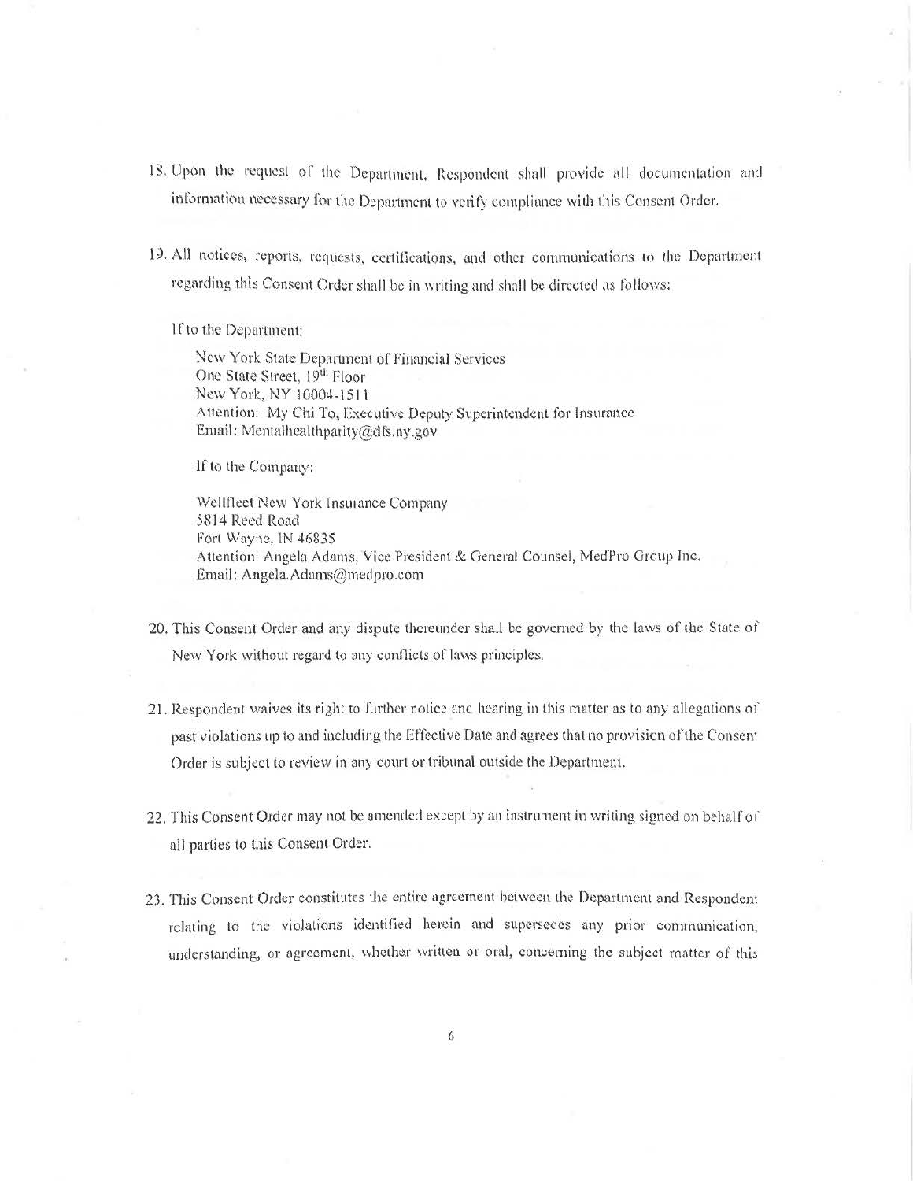18. Upon the request of the Department, Respondent shall provide all documentation and information necessary for the Department to verify compliance with this Consent Order.

19. All notices, reports, requests, certifications, and other communications to the Department regarding this Consent Order shall be in writing and shall be directed as follows:

    If to the Department:

    New York State Department of Financial Services
    One State Street, 19th Floor
    New York, NY 10004-1511
    Attention: My Chi To, Executive Deputy Superintendent for Insurance
    Email: Mentalhealthparity@dfs.ny.gov

    If to the Company:

    Wellfleet New York Insurance Company
    5814 Reed Road
    Fort Wayne, IN 46835
    Attention: Angela Adams, Vice President & General Counsel, MedPro Group Inc.
    Email: Angela.Adams@medpro.com

20. This Consent Order and any dispute thereunder shall be governed by the laws of the State of New York without regard to any conflicts of laws principles.

21. Respondent waives its right to further notice and hearing in this matter as to any allegations of past violations up to and including the Effective Date and agrees that no provision of the Consent Order is subject to review in any court or tribunal outside the Department.

22. This Consent Order may not be amended except by an instrument in writing signed on behalf of all parties to this Consent Order.

23. This Consent Order constitutes the entire agreement between the Department and Respondent relating to the violations identified herein and supersedes any prior communication, understanding, or agreement, whether written or oral, concerning the subject matter of this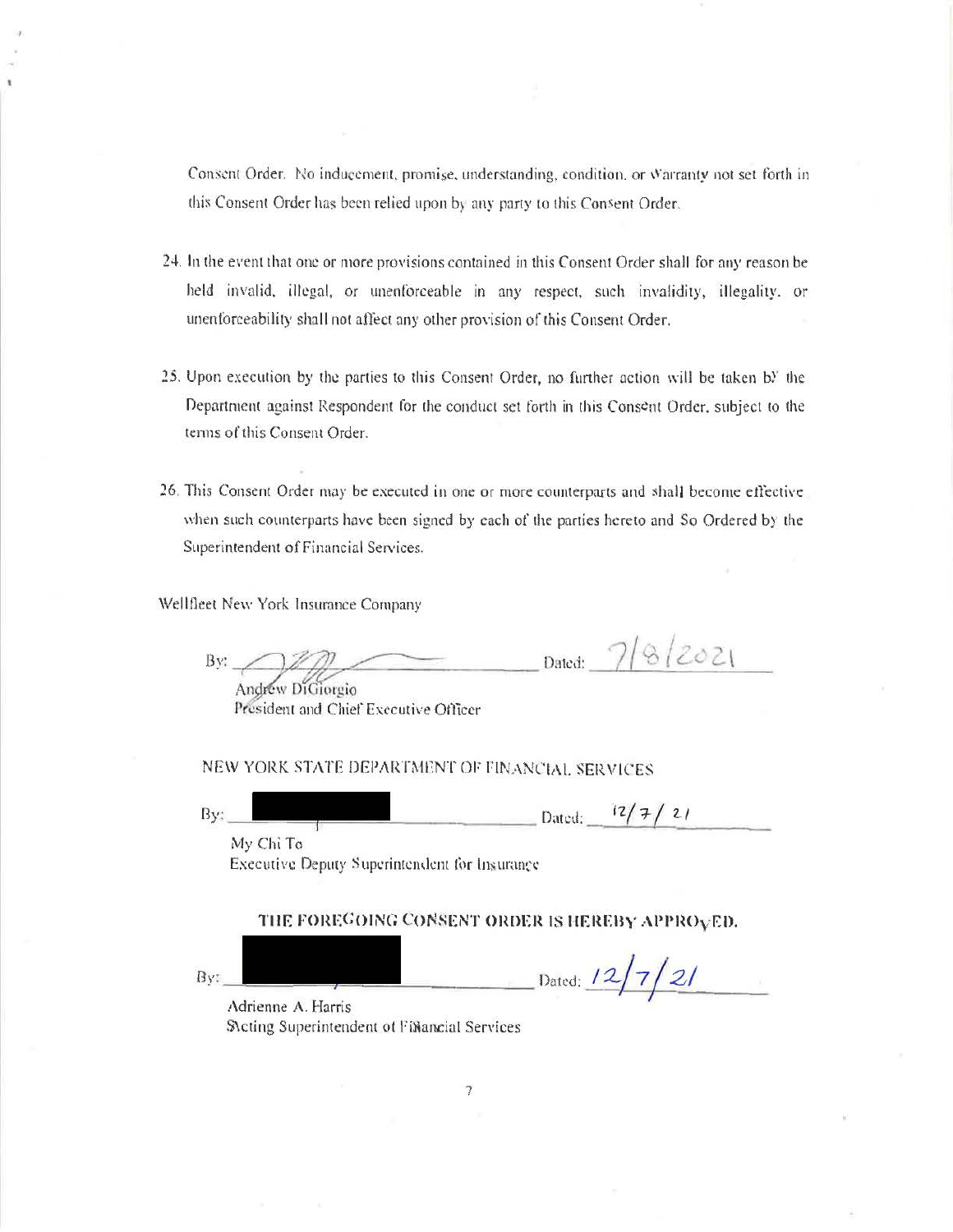Consent Order. No inducement, promise, understanding, condition, or warranty not set forth in this Consent Order has been relied upon by any party to this Consent Order.

24. In the event that one or more provisions contained in this Consent Order shall for any reason be held invalid, illegal, or unenforceable in any respect, such invalidity, illegality, or unenforceability shall not affect any other provision of this Consent Order.

25. Upon execution by the parties to this Consent Order, no further action will be taken by the Department against Respondent for the conduct set forth in this Consent Order, subject to the terms of this Consent Order.

26. This Consent Order may be executed in one or more counterparts and shall become effective when such counterparts have been signed by each of the parties hereto and So Ordered by the Superintendent of Financial Services.

Wellfleet New York Insurance Company

By: \_\_\_\_\_\_\_\_\_\_\_\_\_\_\_\_\_\_\_\_ Dated: 7/8/2021

Andrew DiGiorgio
President and Chief Executive Officer

NEW YORK STATE DEPARTMENT OF FINANCIAL SERVICES

By: \_\_\_\_\_\_\_\_\_\_\_\_\_\_\_\_\_\_\_\_ Dated: 12/7/21

My Chi To
Executive Deputy Superintendent for Insurance

**THE FOREGOING CONSENT ORDER IS HEREBY APPROVED.**

By: \_\_\_\_\_\_\_\_\_\_\_\_\_\_\_\_\_\_\_\_ Dated: 12/7/21

Adrienne A. Harris
Acting Superintendent of Financial Services